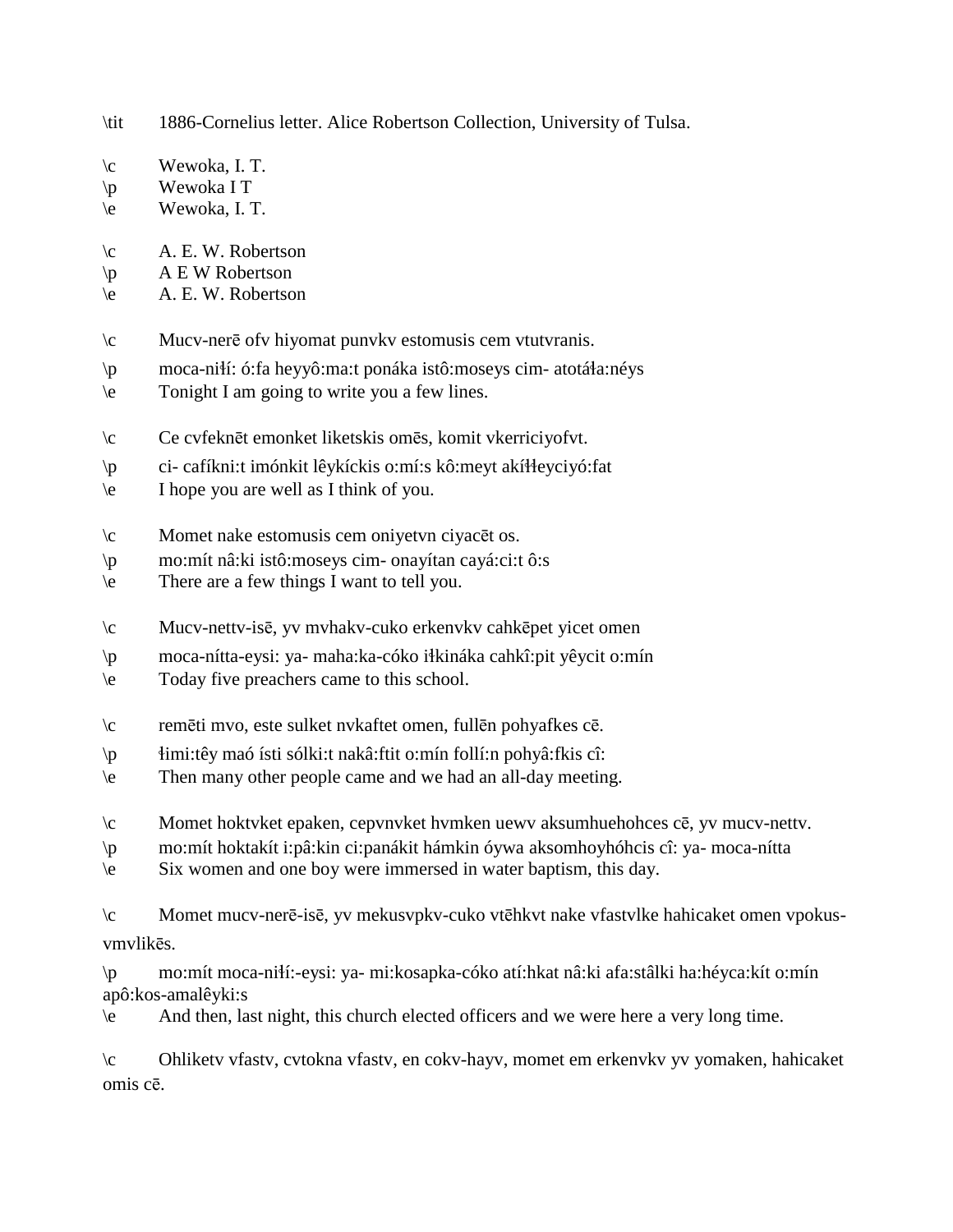\tit 1886-Cornelius letter. Alice Robertson Collection, University of Tulsa.

\c Wewoka, I. T.
\p Wewoka I T
\e Wewoka, I. T.

\c A. E. W. Robertson
\p A E W Robertson
\e A. E. W. Robertson

\c Mucv-nerē ofv hiyomat punvkv estomusis cem vtutvranis.
\p moca-niɬí: ó:fa heyyô:ma:t ponáka istô:moseys cim- atotáɬa:néys
\e Tonight I am going to write you a few lines.

\c Ce cvfeknēt emonket liketskis omēs, komit vkerriciyofvt.
\p ci- cafíkni:t imónkit lêykíckis o:mí:s kô:meyt akíɬɬeyciyó:fat
\e I hope you are well as I think of you.

\c Momet nake estomusis cem oniyetvn ciyacēt os.
\p mo:mít nâ:ki istô:moseys cim- onayítan cayá:ci:t ô:s
\e There are a few things I want to tell you.

\c Mucv-nettv-isē, yv mvhakv-cuko erkenvkv cahkēpet yicet omen
\p moca-nítta-eysi: ya- maha:ka-cóko iɬkináka cahkî:pit yêycit o:mín
\e Today five preachers came to this school.

\c remēti mvo, este sulket nvkaftet omen, fullēn pohyafkes cē.
\p ɬimi:têy maó ísti sólki:t nakâ:ftit o:mín follí:n pohyâ:fkis cî:
\e Then many other people came and we had an all-day meeting.

\c Momet hoktvket epaken, cepvnvket hvmken uewv aksumhuehohces cē, yv mucv-nettv.
\p mo:mít hoktakít i:pâ:kin ci:panákit hámkin óywa aksomhoyhóhcis cî: ya- moca-nítta
\e Six women and one boy were immersed in water baptism, this day.

\c Momet mucv-nerē-isē, yv mekusvpkv-cuko vtēhkvt nake vfastvlke hahicaket omen vpokus-vmvlikēs.
\p mo:mít moca-niɬí:-eysi: ya- mi:kosapka-cóko atí:hkat nâ:ki afa:stâlki ha:héyca:kít o:mín apô:kos-amalêyki:s
\e And then, last night, this church elected officers and we were here a very long time.

\c Ohliketv vfastv, cvtokna vfastv, en cokv-hayv, momet em erkenvkv yv yomaken, hahicaket omis cē.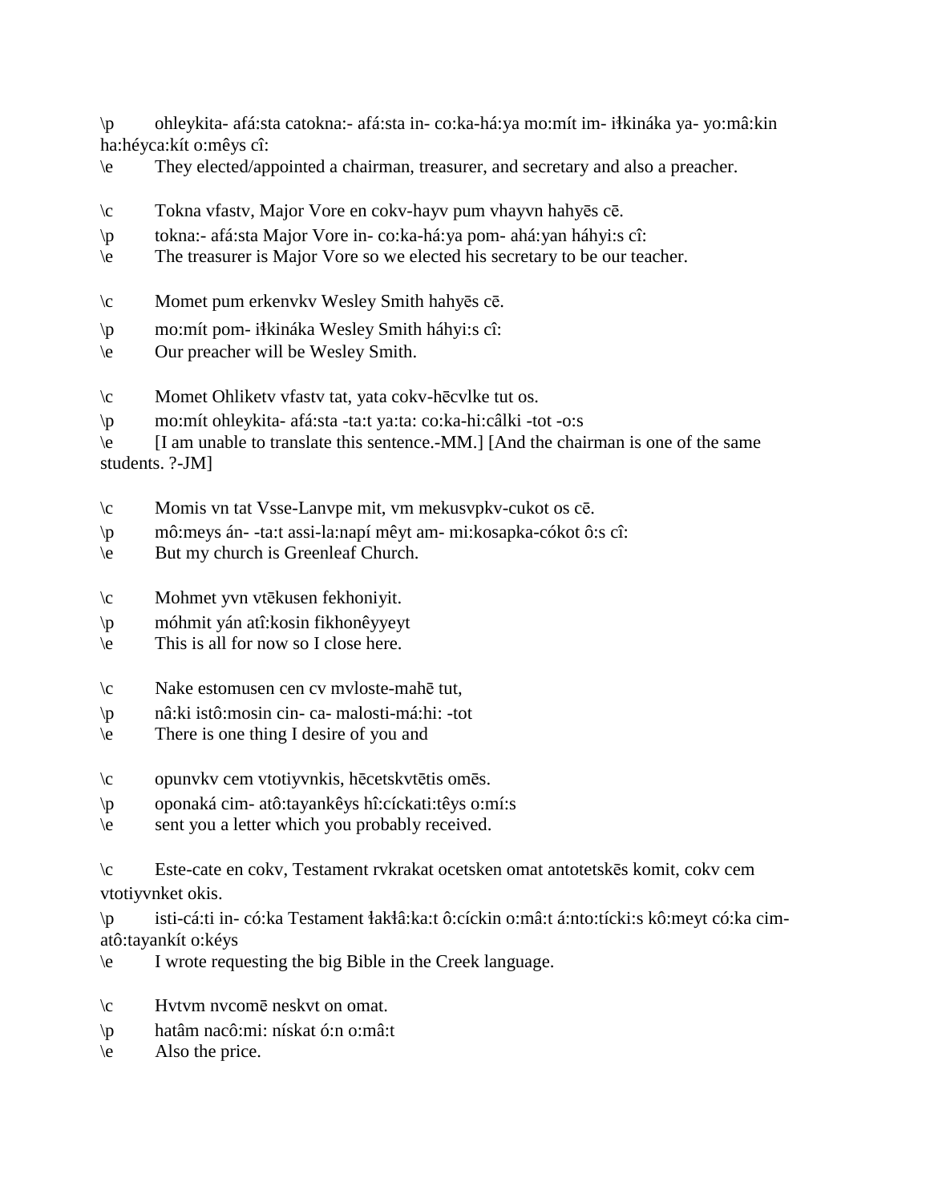\p	ohleykita- afá:sta catokna:- afá:sta in- co:ka-há:ya mo:mít im- iɬkináka ya- yo:mâ:kin ha:héyca:kít o:mêys cî:
\e	They elected/appointed a chairman, treasurer, and secretary and also a preacher.

\c	Tokna vfastv, Major Vore en cokv-hayv pum vhayvn hahyēs cē.
\p	tokna:- afá:sta Major Vore in- co:ka-há:ya pom- ahá:yan háhyi:s cî:
\e	The treasurer is Major Vore so we elected his secretary to be our teacher.

\c	Momet pum erkenvkv Wesley Smith hahyēs cē.
\p	mo:mít pom- iɬkináka Wesley Smith háhyi:s cî:
\e	Our preacher will be Wesley Smith.

\c	Momet Ohliketv vfastv tat, yata cokv-hēcvlke tut os.
\p	mo:mít ohleykita- afá:sta -ta:t ya:ta: co:ka-hi:câlki -tot -o:s
\e	[I am unable to translate this sentence.-MM.] [And the chairman is one of the same students. ?-JM]

\c	Momis vn tat Vsse-Lanvpe mit, vm mekusvpkv-cukot os cē.
\p	mô:meys án- -ta:t assi-la:napí mêyt am- mi:kosapka-cókot ô:s cî:
\e	But my church is Greenleaf Church.

\c	Mohmet yvn vtēkusen fekhoniyit.
\p	móhmit yán atî:kosin fikhonêyyeyt
\e	This is all for now so I close here.

\c	Nake estomusen cen cv mvloste-mahē tut,
\p	nâ:ki istô:mosin cin- ca- malosti-má:hi: -tot
\e	There is one thing I desire of you and

\c	opunvkv cem vtotiyvnkis, hēcetskvtētis omēs.
\p	oponaká cim- atô:tayankêys hî:cíckati:têys o:mí:s
\e	sent you a letter which you probably received.

\c	Este-cate en cokv, Testament rvkrakat ocetsken omat antotetskēs komit, cokv cem vtotiyvnket okis.
\p	isti-cá:ti in- có:ka Testament ɬakɬâ:ka:t ô:cíckin o:mâ:t á:nto:tícki:s kô:meyt có:ka cim-atô:tayankít o:kéys
\e	I wrote requesting the big Bible in the Creek language.

\c	Hvtvm nvcomē neskvt on omat.
\p	hatâm nacô:mi: nískat ó:n o:mâ:t
\e	Also the price.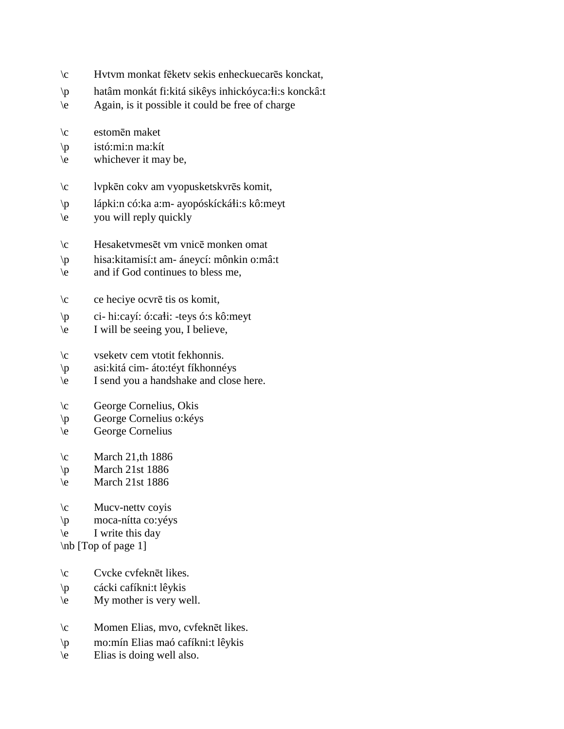\c	Hvtvm monkat fēketv sekis enheckuecarēs konckat,
\p	hatâm monkát fi:kitá sikêys inhickóyca:łi:s konckâ:t
\e	Again, is it possible it could be free of charge

\c	estomēn maket
\p	istó:mi:n ma:kít
\e	whichever it may be,

\c	lvpkēn cokv am vyopusketskvrēs komit,
\p	lápki:n có:ka a:m- ayopóskíckáłi:s kô:meyt
\e	you will reply quickly

\c	Hesaketvmesēt vm vnicē monken omat
\p	hisa:kitamisí:t am- áneycí: mônkin o:mâ:t
\e	and if God continues to bless me,

\c	ce heciye ocvrē tis os komit,
\p	ci- hi:cayí: ó:całi: -teys ó:s kô:meyt
\e	I will be seeing you, I believe,

\c	vseketv cem vtotit fekhonnis.
\p	asi:kitá cim- áto:téyt fíkhonnéys
\e	I send you a handshake and close here.

\c	George Cornelius, Okis
\p	George Cornelius o:kéys
\e	George Cornelius

\c	March 21,th 1886
\p	March 21st 1886
\e	March 21st 1886

\c	Mucv-nettv coyis
\p	moca-nítta co:yéys
\e	I write this day
\nb [Top of page 1]

\c	Cvcke cvfeknēt likes.
\p	cácki cafíkni:t lêykis
\e	My mother is very well.

\c	Momen Elias, mvo, cvfeknēt likes.
\p	mo:mín Elias maó cafíkni:t lêykis
\e	Elias is doing well also.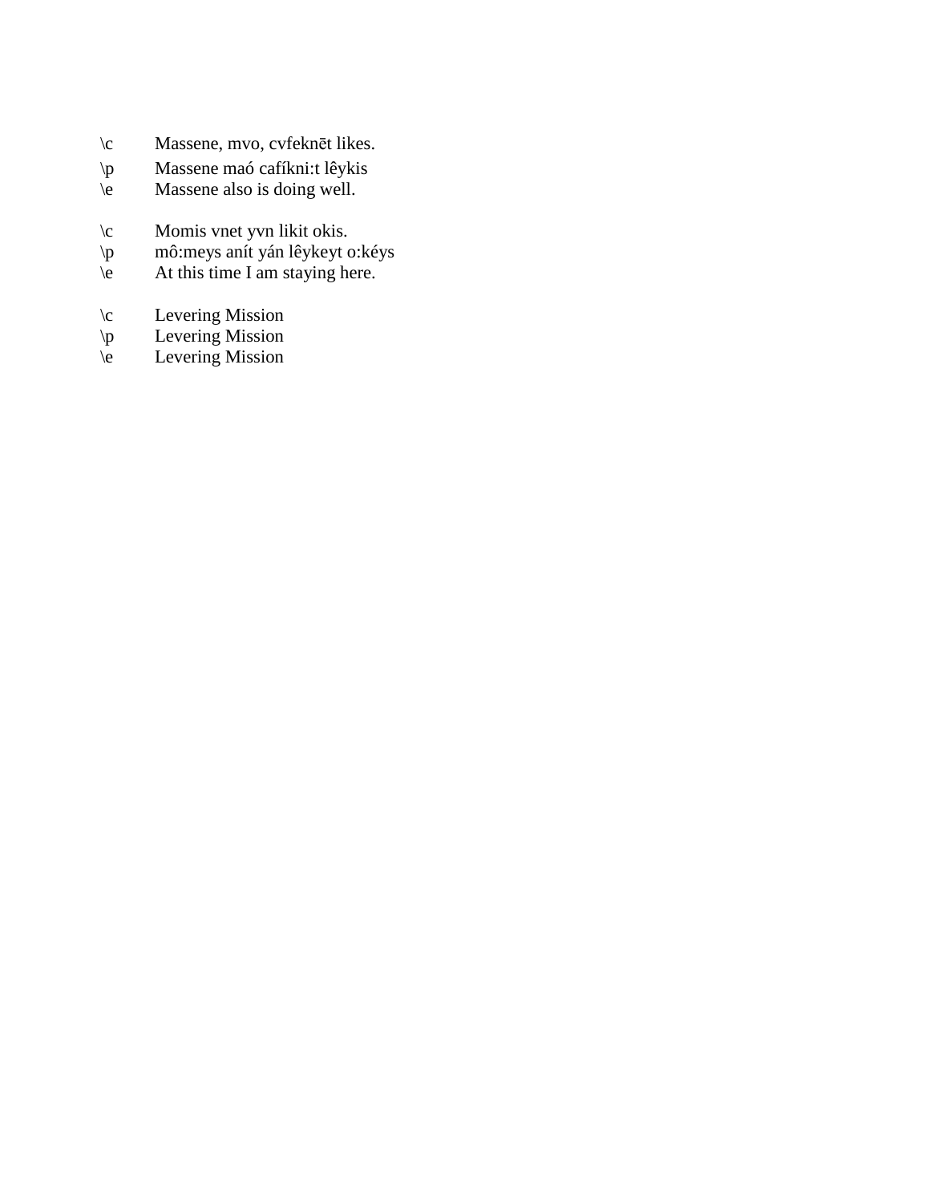\c Massene, mvo, cvfeknēt likes.
\p Massene maó cafíkni:t lêykis
\e Massene also is doing well.

\c Momis vnet yvn likit okis.
\p mô:meys anít yán lêykeyt o:kéys
\e At this time I am staying here.

\c Levering Mission
\p Levering Mission
\e Levering Mission